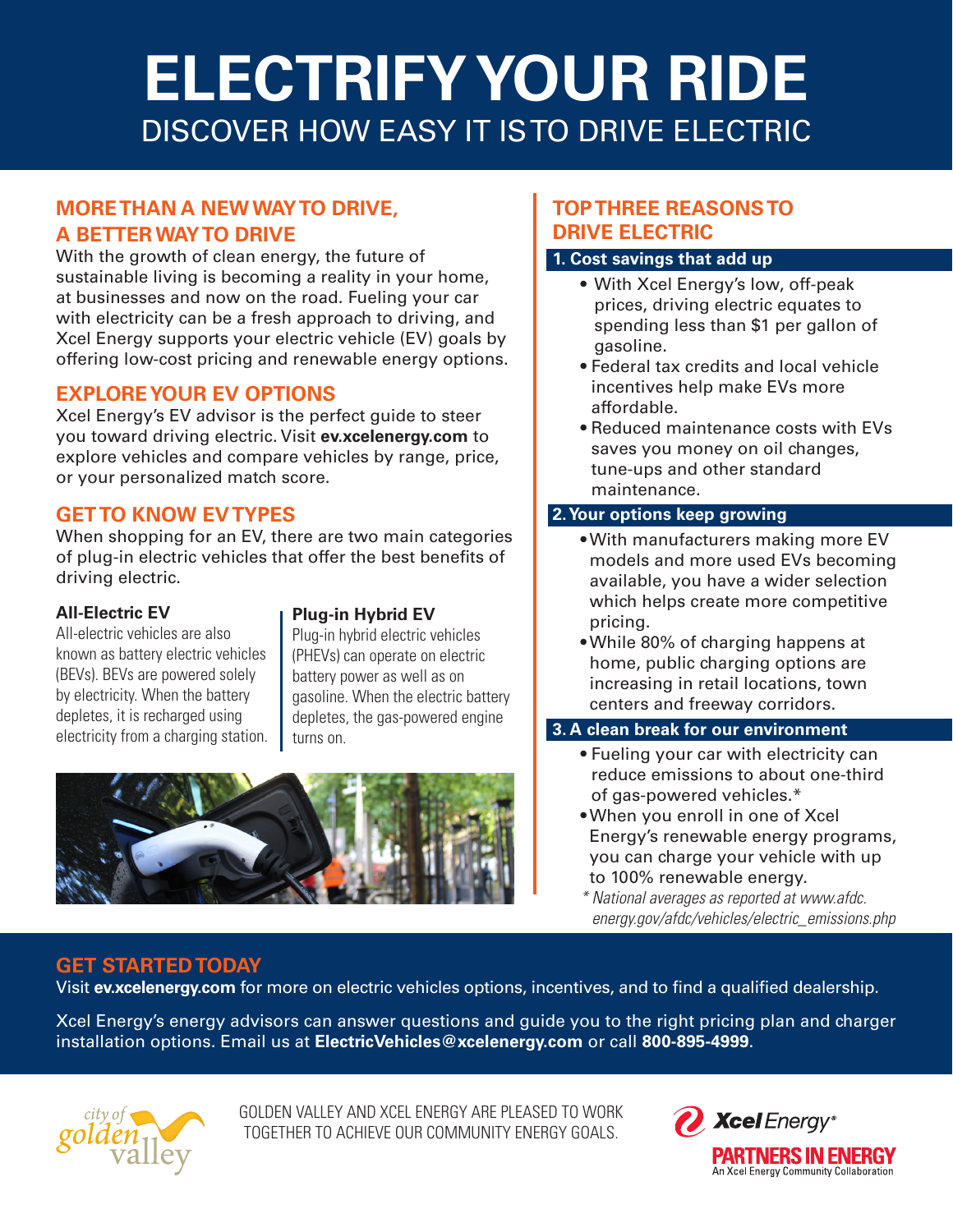# ELECTRIFY YOUR RIDE

## DISCOVER HOW EASY IT IS TO DRIVE ELECTRIC

## MORE THAN A NEW WAY TO DRIVE, A BETTER WAY TO DRIVE

With the growth of clean energy, the future of sustainable living is becoming a reality in your home, at businesses and now on the road. Fueling your car with electricity can be a fresh approach to driving, and Xcel Energy supports your electric vehicle (EV) goals by offering low-cost pricing and renewable energy options.

## EXPLORE YOUR EV OPTIONS

Xcel Energy's EV advisor is the perfect guide to steer you toward driving electric. Visit **ev.xcelenergy.com** to explore vehicles and compare vehicles by range, price, or your personalized match score.

## GET TO KNOW EV TYPES

When shopping for an EV, there are two main categories of plug-in electric vehicles that offer the best benefits of driving electric.

### All-Electric EV

All-electric vehicles are also known as battery electric vehicles (BEVs). BEVs are powered solely by electricity. When the battery depletes, it is recharged using electricity from a charging station.

### Plug-in Hybrid EV

Plug-in hybrid electric vehicles (PHEVs) can operate on electric battery power as well as on gasoline. When the electric battery depletes, the gas-powered engine turns on.

## TOP THREE REASONS TO DRIVE ELECTRIC

### 1. Cost savings that add up

- With Xcel Energy's low, off-peak prices, driving electric equates to spending less than $1 per gallon of gasoline.
- Federal tax credits and local vehicle incentives help make EVs more affordable.
- Reduced maintenance costs with EVs saves you money on oil changes, tune-ups and other standard maintenance.

### 2. Your options keep growing

- With manufacturers making more EV models and more used EVs becoming available, you have a wider selection which helps create more competitive pricing.
- While 80% of charging happens at home, public charging options are increasing in retail locations, town centers and freeway corridors.

### 3. A clean break for our environment

- Fueling your car with electricity can reduce emissions to about one-third of gas-powered vehicles.*
- When you enroll in one of Xcel Energy's renewable energy programs, you can charge your vehicle with up to 100% renewable energy.

*\* National averages as reported at www.afdc.energy.gov/afdc/vehicles/electric_emissions.php*

## GET STARTED TODAY

Visit **ev.xcelenergy.com** for more on electric vehicles options, incentives, and to find a qualified dealership.

Xcel Energy's energy advisors can answer questions and guide you to the right pricing plan and charger installation options. Email us at **ElectricVehicles@xcelenergy.com** or call **800-895-4999**.

GOLDEN VALLEY AND XCEL ENERGY ARE PLEASED TO WORK TOGETHER TO ACHIEVE OUR COMMUNITY ENERGY GOALS.

city of golden valley

Xcel Energy® PARTNERS IN ENERGY
An Xcel Energy Community Collaboration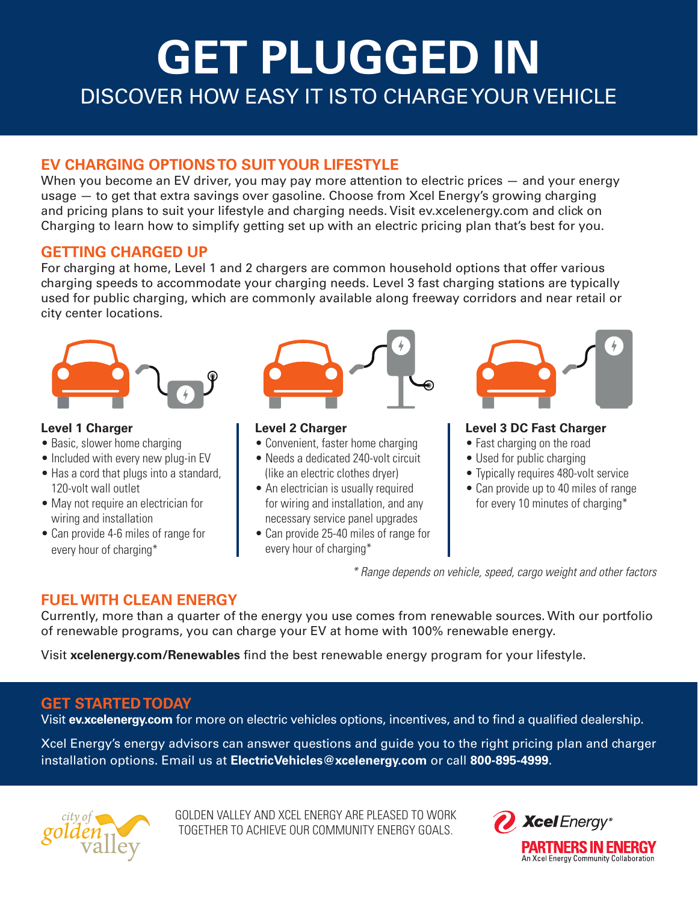# GET PLUGGED IN

DISCOVER HOW EASY IT IS TO CHARGE YOUR VEHICLE

## EV CHARGING OPTIONS TO SUIT YOUR LIFESTYLE

When you become an EV driver, you may pay more attention to electric prices — and your energy usage — to get that extra savings over gasoline. Choose from Xcel Energy's growing charging and pricing plans to suit your lifestyle and charging needs. Visit ev.xcelenergy.com and click on Charging to learn how to simplify getting set up with an electric pricing plan that's best for you.

## GETTING CHARGED UP

For charging at home, Level 1 and 2 chargers are common household options that offer various charging speeds to accommodate your charging needs. Level 3 fast charging stations are typically used for public charging, which are commonly available along freeway corridors and near retail or city center locations.

**Level 1 Charger**

- Basic, slower home charging
- Included with every new plug-in EV
- Has a cord that plugs into a standard, 120-volt wall outlet
- May not require an electrician for wiring and installation
- Can provide 4-6 miles of range for every hour of charging*

**Level 2 Charger**

- Convenient, faster home charging
- Needs a dedicated 240-volt circuit (like an electric clothes dryer)
- An electrician is usually required for wiring and installation, and any necessary service panel upgrades
- Can provide 25-40 miles of range for every hour of charging*

**Level 3 DC Fast Charger**

- Fast charging on the road
- Used for public charging
- Typically requires 480-volt service
- Can provide up to 40 miles of range for every 10 minutes of charging*

*\* Range depends on vehicle, speed, cargo weight and other factors*

## FUEL WITH CLEAN ENERGY

Currently, more than a quarter of the energy you use comes from renewable sources. With our portfolio of renewable programs, you can charge your EV at home with 100% renewable energy.

Visit **xcelenergy.com/Renewables** find the best renewable energy program for your lifestyle.

## GET STARTED TODAY

Visit **ev.xcelenergy.com** for more on electric vehicles options, incentives, and to find a qualified dealership.

Xcel Energy's energy advisors can answer questions and guide you to the right pricing plan and charger installation options. Email us at **ElectricVehicles@xcelenergy.com** or call **800-895-4999**.

city of golden valley

GOLDEN VALLEY AND XCEL ENERGY ARE PLEASED TO WORK TOGETHER TO ACHIEVE OUR COMMUNITY ENERGY GOALS.

Xcel Energy®

PARTNERS IN ENERGY

An Xcel Energy Community Collaboration